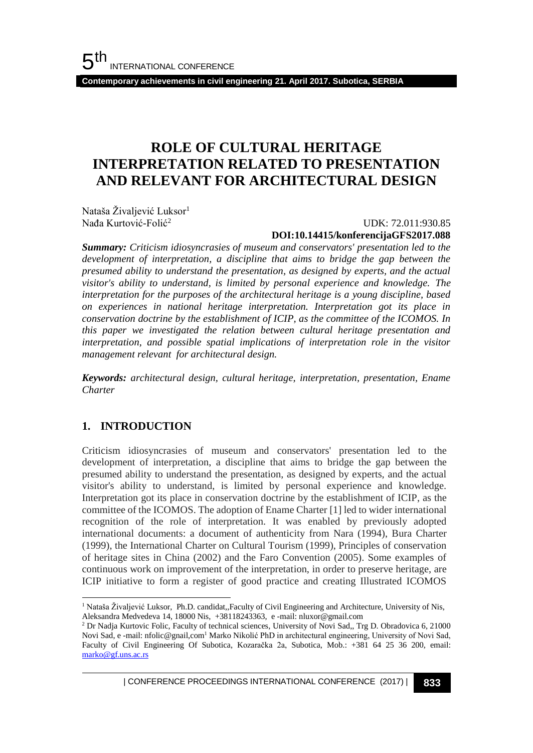# ROLE OF CULTURAL HERITAGE INTERPRETATION RELATED TO PRESENTATION AND RELEVANT FOR ARCHITECTURAL DESIGN

Nataša Živaljević Luksor[1]
Nađa Kurtović-Folić[2]

UDK: 72.011:930.85
**DOI:10.14415/konferencijaGFS2017.088**

***Summary:*** *Criticism idiosyncrasies of museum and conservators' presentation led to the development of interpretation, a discipline that aims to bridge the gap between the presumed ability to understand the presentation, as designed by experts, and the actual visitor's ability to understand, is limited by personal experience and knowledge. The interpretation for the purposes of the architectural heritage is a young discipline, based on experiences in national heritage interpretation. Interpretation got its place in conservation doctrine by the establishment of ICIP, as the committee of the ICOMOS. In this paper we investigated the relation between cultural heritage presentation and interpretation, and possible spatial implications of interpretation role in the visitor management relevant for architectural design.*

***Keywords:*** *architectural design, cultural heritage, interpretation, presentation, Ename Charter*

## 1. INTRODUCTION

Criticism idiosyncrasies of museum and conservators' presentation led to the development of interpretation, a discipline that aims to bridge the gap between the presumed ability to understand the presentation, as designed by experts, and the actual visitor's ability to understand, is limited by personal experience and knowledge. Interpretation got its place in conservation doctrine by the establishment of ICIP, as the committee of the ICOMOS. The adoption of Ename Charter [1] led to wider international recognition of the role of interpretation. It was enabled by previously adopted international documents: a document of authenticity from Nara (1994), Bura Charter (1999), the International Charter on Cultural Tourism (1999), Principles of conservation of heritage sites in China (2002) and the Faro Convention (2005). Some examples of continuous work on improvement of the interpretation, in order to preserve heritage, are ICIP initiative to form a register of good practice and creating Illustrated ICOMOS

---

[1] Nataša Živaljević Luksor, Ph.D. candidat,,Faculty of Civil Engineering and Architecture, University of Nis, Aleksandra Medvedeva 14, 18000 Nis, +38118243363, e -mail: nluxor@gmail.com

[2] Dr Nadja Kurtovic Folic, Faculty of technical sciences, University of Novi Sad,, Trg D. Obradovica 6, 21000 Novi Sad, e -mail: nfolic@gnail,com[1] Marko Nikolić PhD in architectural engineering, University of Novi Sad, Faculty of Civil Engineering Of Subotica, Kozaračka 2a, Subotica, Mob.: +381 64 25 36 200, email: marko@gf.uns.ac.rs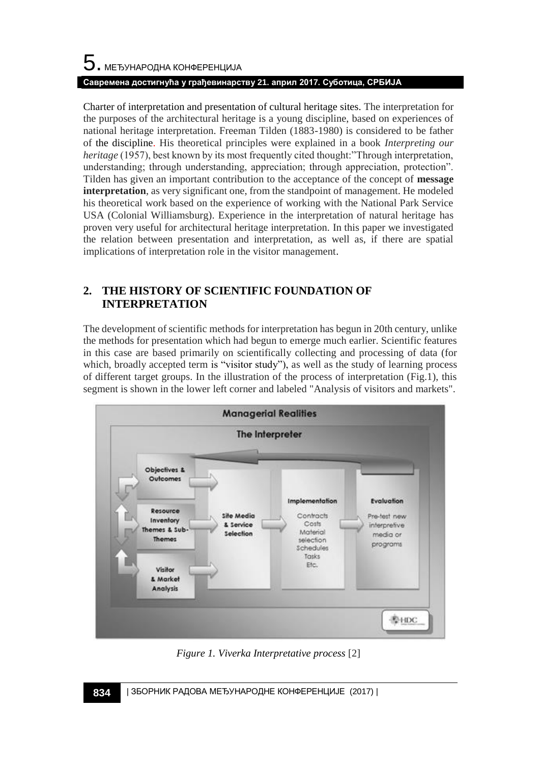Charter of interpretation and presentation of cultural heritage sites. The interpretation for the purposes of the architectural heritage is a young discipline, based on experiences of national heritage interpretation. Freeman Tilden (1883-1980) is considered to be father of the discipline. His theoretical principles were explained in a book *Interpreting our heritage* (1957), best known by its most frequently cited thought:"Through interpretation, understanding; through understanding, appreciation; through appreciation, protection". Tilden has given an important contribution to the acceptance of the concept of **message interpretation**, as very significant one, from the standpoint of management. He modeled his theoretical work based on the experience of working with the National Park Service USA (Colonial Williamsburg). Experience in the interpretation of natural heritage has proven very useful for architectural heritage interpretation. In this paper we investigated the relation between presentation and interpretation, as well as, if there are spatial implications of interpretation role in the visitor management.

## 2. THE HISTORY OF SCIENTIFIC FOUNDATION OF INTERPRETATION

The development of scientific methods for interpretation has begun in 20th century, unlike the methods for presentation which had begun to emerge much earlier. Scientific features in this case are based primarily on scientifically collecting and processing of data (for which, broadly accepted term is "visitor study"), as well as the study of learning process of different target groups. In the illustration of the process of interpretation (Fig.1), this segment is shown in the lower left corner and labeled "Analysis of visitors and markets".

*Figure 1. Viverka Interpretative process* [2]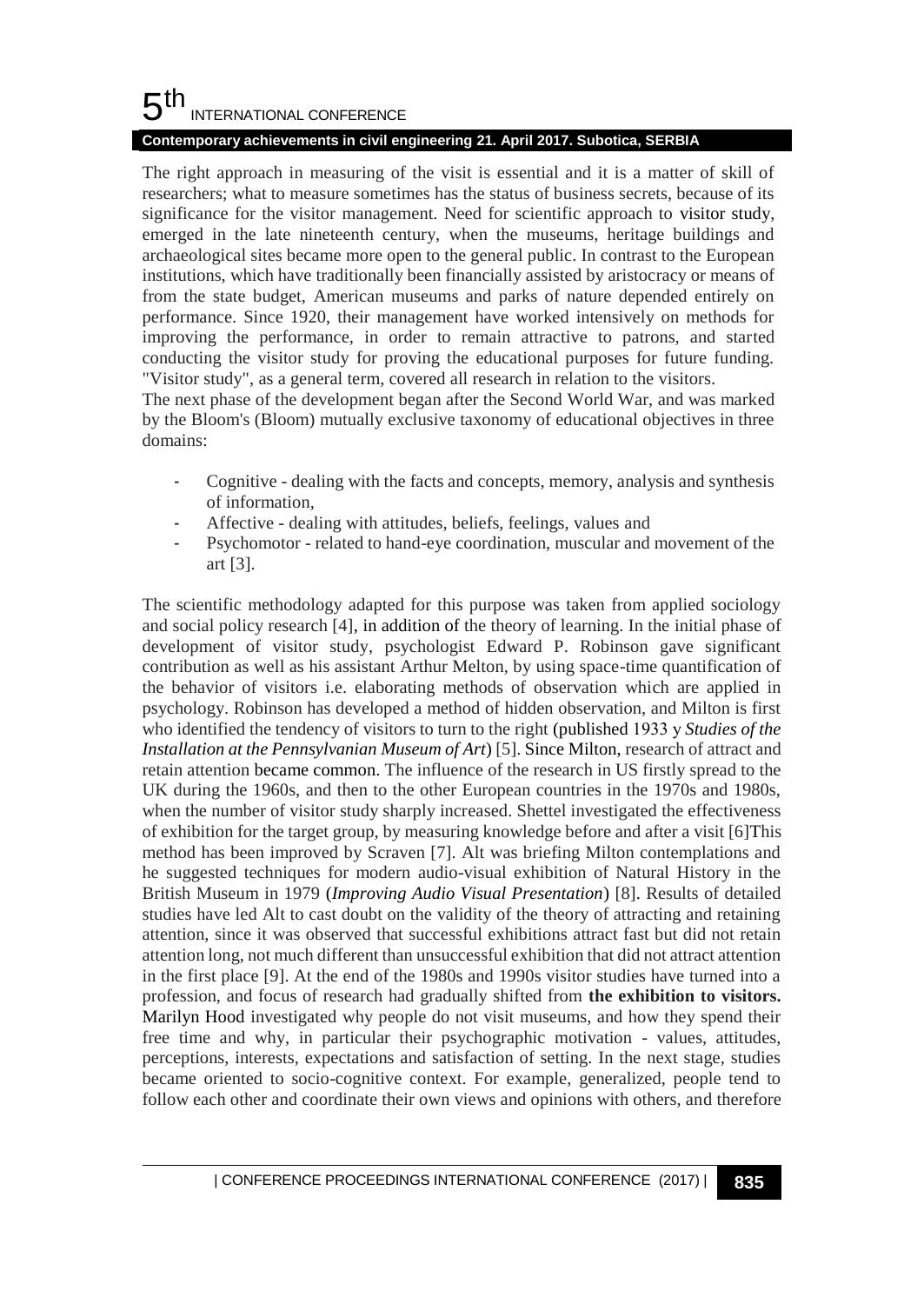The right approach in measuring of the visit is essential and it is a matter of skill of researchers; what to measure sometimes has the status of business secrets, because of its significance for the visitor management. Need for scientific approach to visitor study, emerged in the late nineteenth century, when the museums, heritage buildings and archaeological sites became more open to the general public. In contrast to the European institutions, which have traditionally been financially assisted by aristocracy or means of from the state budget, American museums and parks of nature depended entirely on performance. Since 1920, their management have worked intensively on methods for improving the performance, in order to remain attractive to patrons, and started conducting the visitor study for proving the educational purposes for future funding. "Visitor study", as a general term, covered all research in relation to the visitors.

The next phase of the development began after the Second World War, and was marked by the Bloom's (Bloom) mutually exclusive taxonomy of educational objectives in three domains:

- Cognitive - dealing with the facts and concepts, memory, analysis and synthesis of information,
- Affective - dealing with attitudes, beliefs, feelings, values and
- Psychomotor - related to hand-eye coordination, muscular and movement of the art [3].

The scientific methodology adapted for this purpose was taken from applied sociology and social policy research [4], in addition of the theory of learning. In the initial phase of development of visitor study, psychologist Edward P. Robinson gave significant contribution as well as his assistant Arthur Melton, by using space-time quantification of the behavior of visitors i.e. elaborating methods of observation which are applied in psychology. Robinson has developed a method of hidden observation, and Milton is first who identified the tendency of visitors to turn to the right (published 1933 y *Studies of the Installation at the Pennsylvanian Museum of Art*) [5]. Since Milton, research of attract and retain attention became common. The influence of the research in US firstly spread to the UK during the 1960s, and then to the other European countries in the 1970s and 1980s, when the number of visitor study sharply increased. Shettel investigated the effectiveness of exhibition for the target group, by measuring knowledge before and after a visit [6]This method has been improved by Scraven [7]. Alt was briefing Milton contemplations and he suggested techniques for modern audio-visual exhibition of Natural History in the British Museum in 1979 (*Improving Audio Visual Presentation*) [8]. Results of detailed studies have led Alt to cast doubt on the validity of the theory of attracting and retaining attention, since it was observed that successful exhibitions attract fast but did not retain attention long, not much different than unsuccessful exhibition that did not attract attention in the first place [9]. At the end of the 1980s and 1990s visitor studies have turned into a profession, and focus of research had gradually shifted from **the exhibition to visitors.** Marilyn Hood investigated why people do not visit museums, and how they spend their free time and why, in particular their psychographic motivation - values, attitudes, perceptions, interests, expectations and satisfaction of setting. In the next stage, studies became oriented to socio-cognitive context. For example, generalized, people tend to follow each other and coordinate their own views and opinions with others, and therefore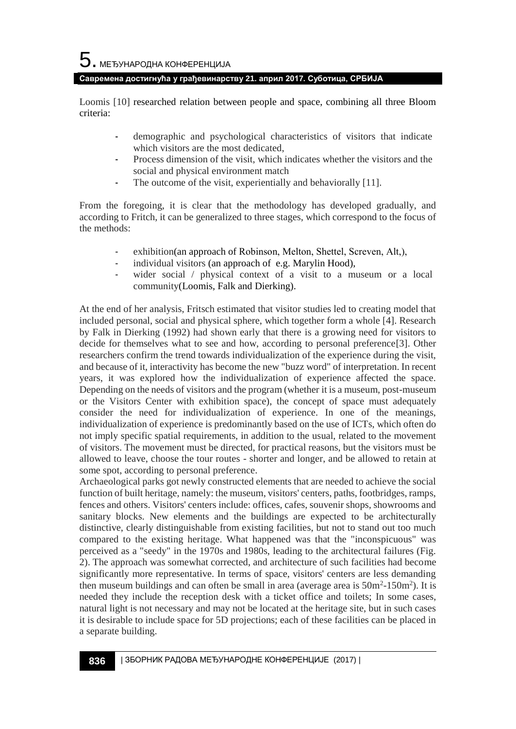Loomis [10] researched relation between people and space, combining all three Bloom criteria:

- demographic and psychological characteristics of visitors that indicate which visitors are the most dedicated,
- Process dimension of the visit, which indicates whether the visitors and the social and physical environment match
- The outcome of the visit, experientially and behaviorally [11].

From the foregoing, it is clear that the methodology has developed gradually, and according to Fritch, it can be generalized to three stages, which correspond to the focus of the methods:

- exhibition(an approach of Robinson, Melton, Shettel, Screven, Alt,),
- individual visitors (an approach of e.g. Marylin Hood),
- wider social / physical context of a visit to a museum or a local community(Loomis, Falk and Dierking).

At the end of her analysis, Fritsch estimated that visitor studies led to creating model that included personal, social and physical sphere, which together form a whole [4]. Research by Falk in Dierking (1992) had shown early that there is a growing need for visitors to decide for themselves what to see and how, according to personal preference[3]. Other researchers confirm the trend towards individualization of the experience during the visit, and because of it, interactivity has become the new "buzz word" of interpretation. In recent years, it was explored how the individualization of experience affected the space. Depending on the needs of visitors and the program (whether it is a museum, post-museum or the Visitors Center with exhibition space), the concept of space must adequately consider the need for individualization of experience. In one of the meanings, individualization of experience is predominantly based on the use of ICTs, which often do not imply specific spatial requirements, in addition to the usual, related to the movement of visitors. The movement must be directed, for practical reasons, but the visitors must be allowed to leave, choose the tour routes - shorter and longer, and be allowed to retain at some spot, according to personal preference.

Archaeological parks got newly constructed elements that are needed to achieve the social function of built heritage, namely: the museum, visitors' centers, paths, footbridges, ramps, fences and others. Visitors' centers include: offices, cafes, souvenir shops, showrooms and sanitary blocks. New elements and the buildings are expected to be architecturally distinctive, clearly distinguishable from existing facilities, but not to stand out too much compared to the existing heritage. What happened was that the "inconspicuous" was perceived as a "seedy" in the 1970s and 1980s, leading to the architectural failures (Fig. 2). The approach was somewhat corrected, and architecture of such facilities had become significantly more representative. In terms of space, visitors' centers are less demanding then museum buildings and can often be small in area (average area is $50m^2$-$150m^2$). It is needed they include the reception desk with a ticket office and toilets; In some cases, natural light is not necessary and may not be located at the heritage site, but in such cases it is desirable to include space for 5D projections; each of these facilities can be placed in a separate building.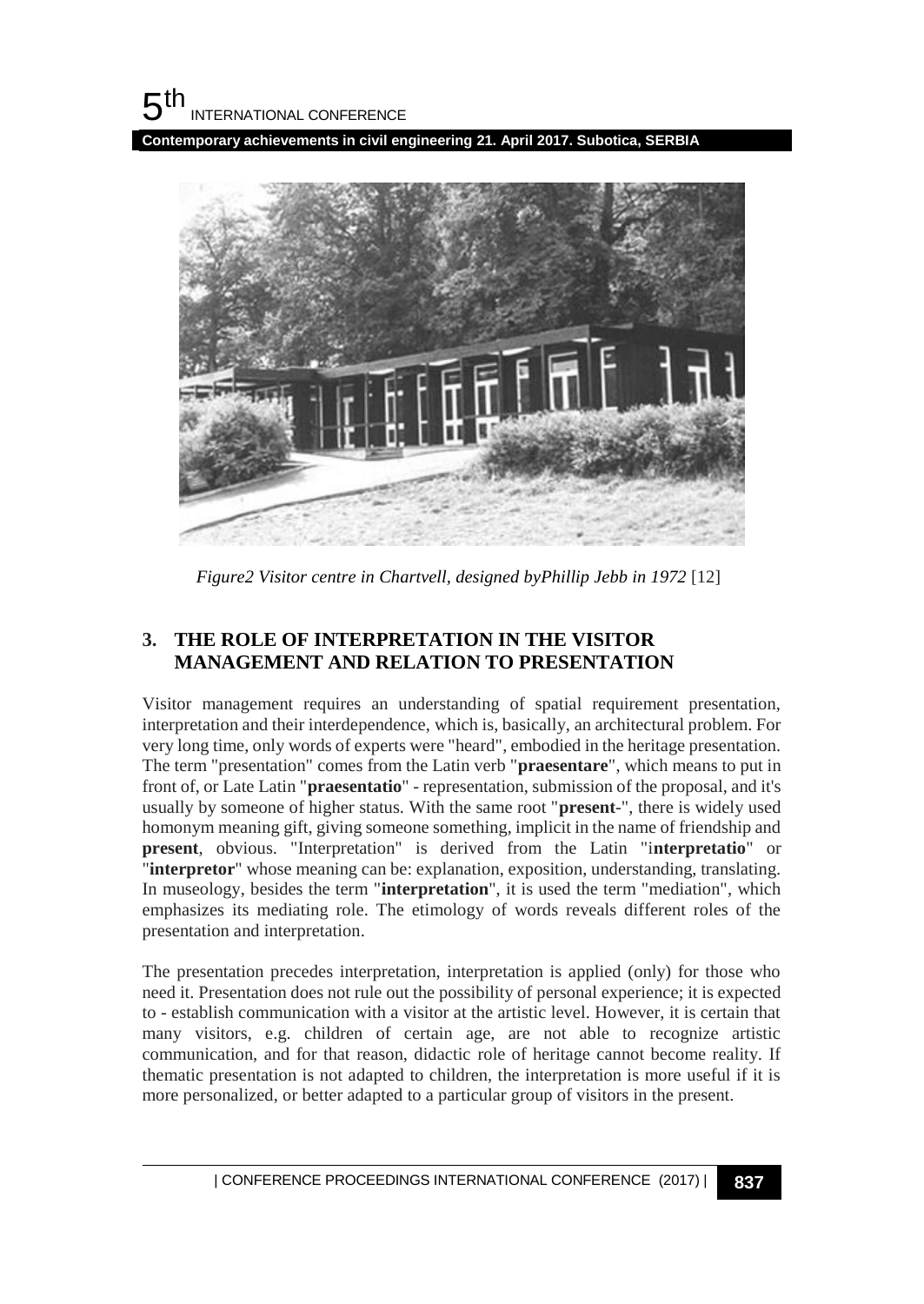*Figure2 Visitor centre in Chartvell, designed byPhillip Jebb in 1972* [12]

## 3. THE ROLE OF INTERPRETATION IN THE VISITOR MANAGEMENT AND RELATION TO PRESENTATION

Visitor management requires an understanding of spatial requirement presentation, interpretation and their interdependence, which is, basically, an architectural problem. For very long time, only words of experts were "heard", embodied in the heritage presentation. The term "presentation" comes from the Latin verb "**praesentare**", which means to put in front of, or Late Latin "**praesentatio**" - representation, submission of the proposal, and it's usually by someone of higher status. With the same root "**present**-", there is widely used homonym meaning gift, giving someone something, implicit in the name of friendship and **present**, obvious. "Interpretation" is derived from the Latin "i**nterpretatio**" or "**interpretor**" whose meaning can be: explanation, exposition, understanding, translating. In museology, besides the term "**interpretation**", it is used the term "mediation", which emphasizes its mediating role. The etimology of words reveals different roles of the presentation and interpretation.

The presentation precedes interpretation, interpretation is applied (only) for those who need it. Presentation does not rule out the possibility of personal experience; it is expected to - establish communication with a visitor at the artistic level. However, it is certain that many visitors, e.g. children of certain age, are not able to recognize artistic communication, and for that reason, didactic role of heritage cannot become reality. If thematic presentation is not adapted to children, the interpretation is more useful if it is more personalized, or better adapted to a particular group of visitors in the present.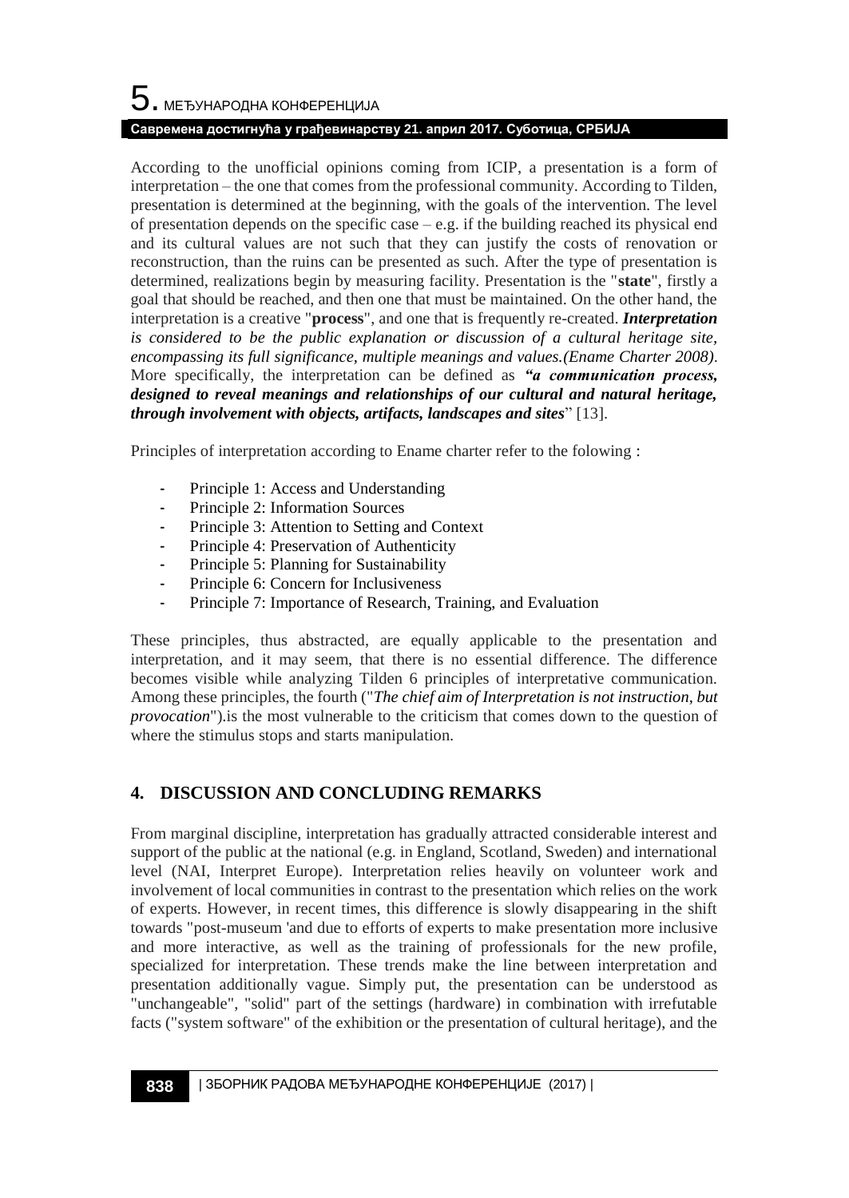According to the unofficial opinions coming from ICIP, a presentation is a form of interpretation – the one that comes from the professional community. According to Tilden, presentation is determined at the beginning, with the goals of the intervention. The level of presentation depends on the specific case – e.g. if the building reached its physical end and its cultural values are not such that they can justify the costs of renovation or reconstruction, than the ruins can be presented as such. After the type of presentation is determined, realizations begin by measuring facility. Presentation is the "**state**", firstly a goal that should be reached, and then one that must be maintained. On the other hand, the interpretation is a creative "**process**", and one that is frequently re-created. ***Interpretation*** *is considered to be the public explanation or discussion of a cultural heritage site, encompassing its full significance, multiple meanings and values.(Ename Charter 2008)*. More specifically, the interpretation can be defined as ***"a communication process, designed to reveal meanings and relationships of our cultural and natural heritage, through involvement with objects, artifacts, landscapes and sites***" [13].

Principles of interpretation according to Ename charter refer to the folowing :

- Principle 1: Access and Understanding
- Principle 2: Information Sources
- Principle 3: Attention to Setting and Context
- Principle 4: Preservation of Authenticity
- Principle 5: Planning for Sustainability
- Principle 6: Concern for Inclusiveness
- Principle 7: Importance of Research, Training, and Evaluation

These principles, thus abstracted, are equally applicable to the presentation and interpretation, and it may seem, that there is no essential difference. The difference becomes visible while analyzing Tilden 6 principles of interpretative communication. Among these principles, the fourth ("*The chief aim of Interpretation is not instruction, but provocation*").is the most vulnerable to the criticism that comes down to the question of where the stimulus stops and starts manipulation.

## 4. DISCUSSION AND CONCLUDING REMARKS

From marginal discipline, interpretation has gradually attracted considerable interest and support of the public at the national (e.g. in England, Scotland, Sweden) and international level (NAI, Interpret Europe). Interpretation relies heavily on volunteer work and involvement of local communities in contrast to the presentation which relies on the work of experts. However, in recent times, this difference is slowly disappearing in the shift towards "post-museum 'and due to efforts of experts to make presentation more inclusive and more interactive, as well as the training of professionals for the new profile, specialized for interpretation. These trends make the line between interpretation and presentation additionally vague. Simply put, the presentation can be understood as "unchangeable", "solid" part of the settings (hardware) in combination with irrefutable facts ("system software" of the exhibition or the presentation of cultural heritage), and the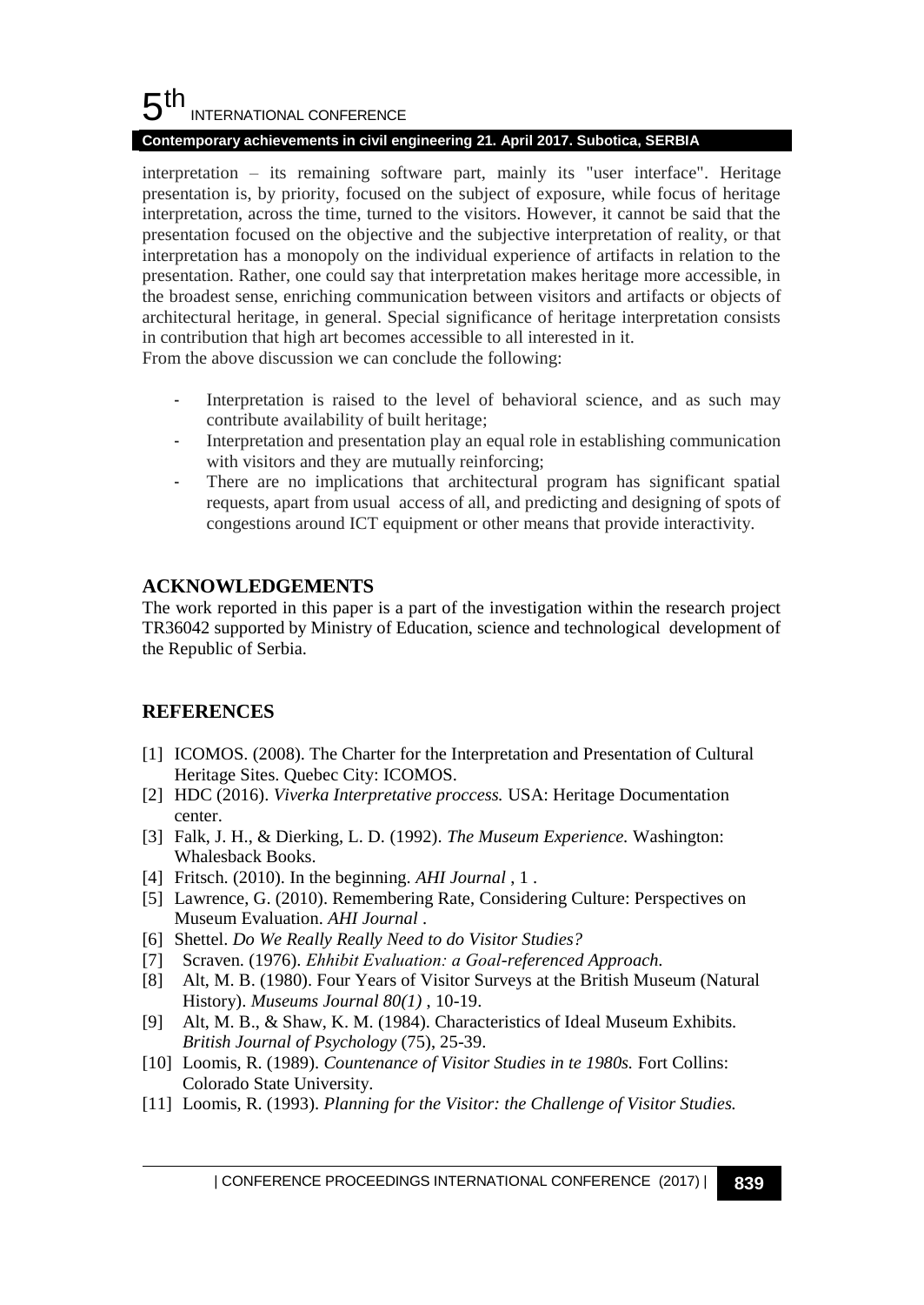interpretation – its remaining software part, mainly its "user interface". Heritage presentation is, by priority, focused on the subject of exposure, while focus of heritage interpretation, across the time, turned to the visitors. However, it cannot be said that the presentation focused on the objective and the subjective interpretation of reality, or that interpretation has a monopoly on the individual experience of artifacts in relation to the presentation. Rather, one could say that interpretation makes heritage more accessible, in the broadest sense, enriching communication between visitors and artifacts or objects of architectural heritage, in general. Special significance of heritage interpretation consists in contribution that high art becomes accessible to all interested in it.
From the above discussion we can conclude the following:

- Interpretation is raised to the level of behavioral science, and as such may contribute availability of built heritage;
- Interpretation and presentation play an equal role in establishing communication with visitors and they are mutually reinforcing;
- There are no implications that architectural program has significant spatial requests, apart from usual access of all, and predicting and designing of spots of congestions around ICT equipment or other means that provide interactivity.

## ACKNOWLEDGEMENTS

The work reported in this paper is a part of the investigation within the research project TR36042 supported by Ministry of Education, science and technological development of the Republic of Serbia.

## REFERENCES

[1] ICOMOS. (2008). The Charter for the Interpretation and Presentation of Cultural Heritage Sites. Quebec City: ICOMOS.
[2] HDC (2016). *Viverka Interpretative proccess.* USA: Heritage Documentation center.
[3] Falk, J. H., & Dierking, L. D. (1992). *The Museum Experience.* Washington: Whalesback Books.
[4] Fritsch. (2010). In the beginning. *AHI Journal* , 1 .
[5] Lawrence, G. (2010). Remembering Rate, Considering Culture: Perspectives on Museum Evaluation. *AHI Journal* .
[6] Shettel. *Do We Really Really Need to do Visitor Studies?*
[7] Scraven. (1976). *Ehhibit Evaluation: a Goal-referenced Approach.*
[8] Alt, M. B. (1980). Four Years of Visitor Surveys at the British Museum (Natural History). *Museums Journal 80(1)* , 10-19.
[9] Alt, M. B., & Shaw, K. M. (1984). Characteristics of Ideal Museum Exhibits. *British Journal of Psychology* (75), 25-39.
[10] Loomis, R. (1989). *Countenance of Visitor Studies in te 1980s.* Fort Collins: Colorado State University.
[11] Loomis, R. (1993). *Planning for the Visitor: the Challenge of Visitor Studies.*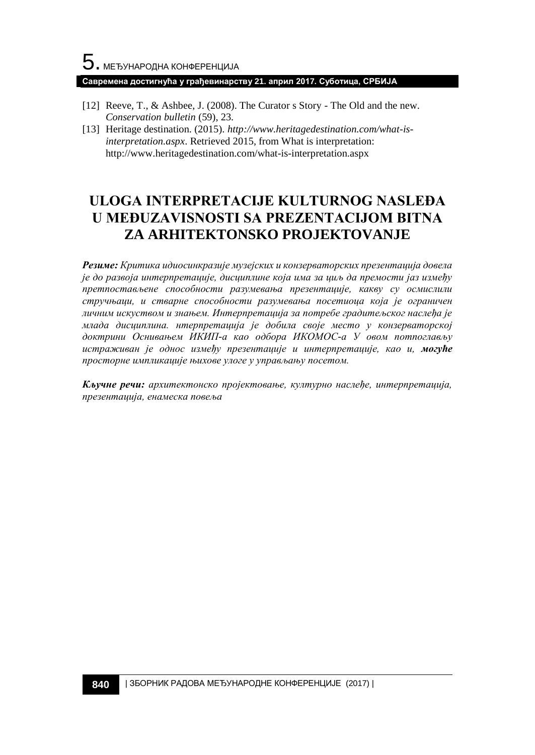[12] Reeve, T., & Ashbee, J. (2008). The Curator s Story - The Old and the new. *Conservation bulletin* (59), 23.

[13] Heritage destination. (2015). *http://www.heritagedestination.com/what-is-interpretation.aspx*. Retrieved 2015, from What is interpretation: http://www.heritagedestination.com/what-is-interpretation.aspx

# ULOGA INTERPRETACIJE KULTURNOG NASLEĐA U MEĐUZAVISNOSTI SA PREZENTACIJOM BITNA ZA ARHITEKTONSKO PROJEKTOVANJE

***Резиме:*** *Критика идиосинкразије музејских и конзерваторских презентација довела је до развоја интерпретације, дисциплине која има за циљ да премости јаз између претпостављене способности разумевања презентације, какву су осмислили стручњаци, и стварне способности разумевања посетиоца која је ограничен личним искуством и знањем. Интерпретација за потребе градитељског наслеђа је млада дисциплина. нтерпретација је добила своје место у конзерваторској доктрини Оснивањем ИКИП-а као одбора ИКОМОС-а У овом потпоглављу истраживан је однос између презентације и интерпретације, као и,* ***могуће*** *просторне импликације њихове улоге у управљању посетом.*

***Кључне речи:*** *архитектонско пројектовање, културно наслеђе, интерпретација, презентација, енамеска повеља*